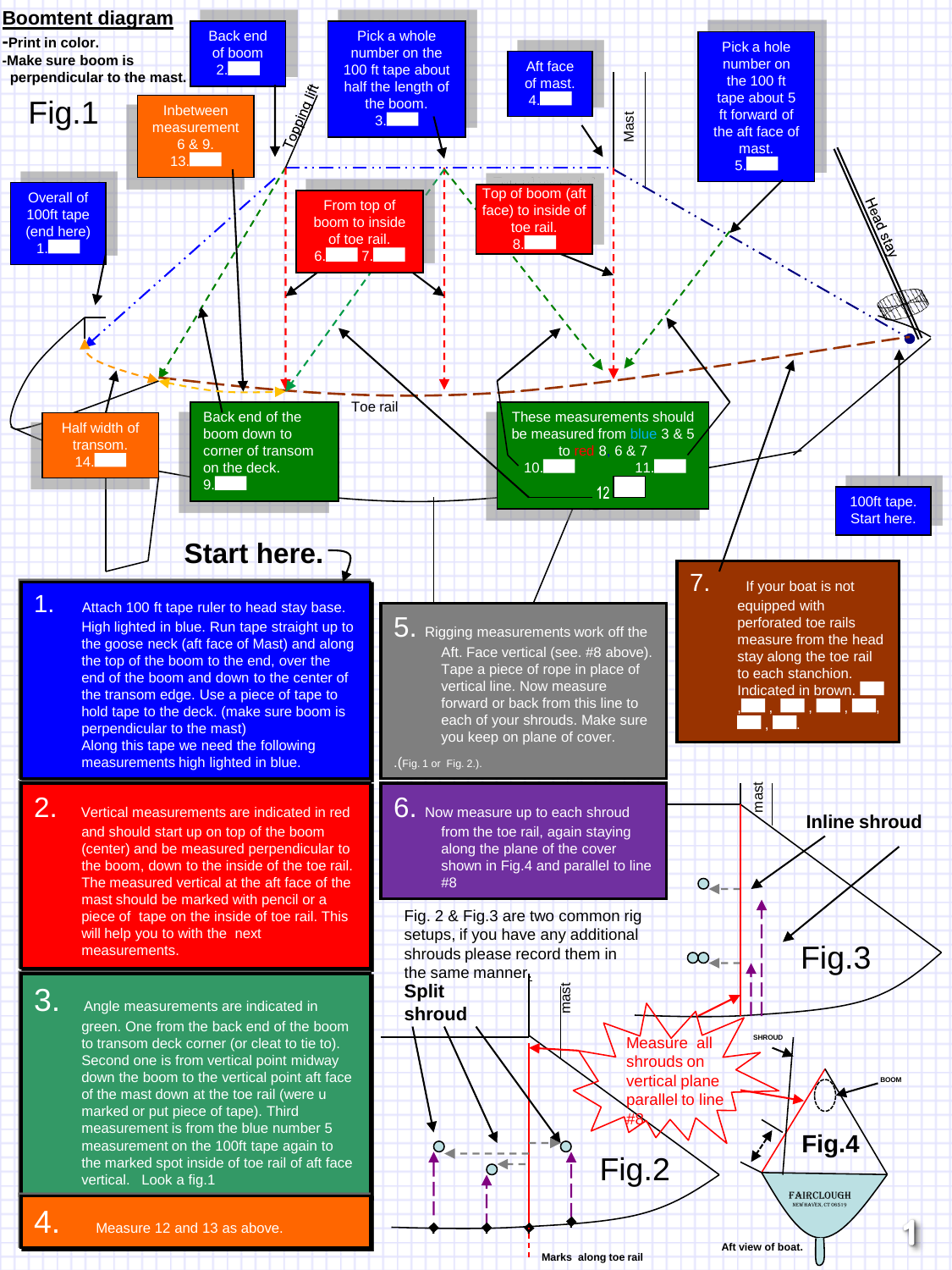# Boomtent diagram

- Print in color.
- Make sure boom is perpendicular to the mast.

Fig.1

Back end of boom 2.

Pick a whole number on the 100 ft tape about half the length of the boom. 3.

Aft face of mast. 4.

Pick a hole number on the 100 ft tape about 5 ft forward of the aft face of the mast. 5.

Inbetween measurement 6 & 9. 13.

Topping lift

Mast

Overall of 100ft tape (end here) 1.

From top of boom to inside of toe rail. 6. 7.

Top of boom (aft face) to inside of toe rail. 8.

Head stay

Toe rail

Half width of transom. 14.

Back end of the boom down to corner of transom on the deck. 9.

These measurements should be measured from blue 3 & 5 to red 8, 6 & 7. 10. 11. 12

100ft tape. Start here.

**Start here.**

1. Attach 100 ft tape ruler to head stay base. High lighted in blue. Run tape straight up to the goose neck (aft face of Mast) and along the top of the boom to the end, over the end of the boom and down to the center of the transom edge. Use a piece of tape to hold tape to the deck. (make sure boom is perpendicular to the mast) Along this tape we need the following measurements high lighted in blue.

2. Vertical measurements are indicated in red and should start up on top of the boom (center) and be measured perpendicular to the boom, down to the inside of the toe rail. The measured vertical at the aft face of the mast should be marked with pencil or a piece of tape on the inside of toe rail. This will help you to with the next measurements.

3. Angle measurements are indicated in green. One from the back end of the boom to transom deck corner (or cleat to tie to). Second one is from vertical point midway down the boom to the vertical point aft face of the mast down at the toe rail (were u marked or put piece of tape). Third measurement is from the blue number 5 measurement on the 100ft tape again to the marked spot inside of toe rail of aft face vertical. Look a fig.1

4. Measure 12 and 13 as above.

5. Rigging measurements work off the Aft. Face vertical (see. #8 above). Tape a piece of rope in place of vertical line. Now measure forward or back from this line to each of your shrouds. Make sure you keep on plane of cover. (Fig. 1 or Fig. 2.).

6. Now measure up to each shroud from the toe rail, again staying along the plane of the cover shown in Fig.4 and parallel to line #8

7. If your boat is not equipped with perforated toe rails measure from the head stay along the toe rail to each stanchion. Indicated in brown. ___ , ___ , ___ , ___ , ___ , ___ , ___

Fig. 2 & Fig.3 are two common rig setups, if you have any additional shrouds please record them in the same manner.

**Split shroud**

**Inline shroud**

mast

Fig.2

Fig.3

Measure all shrouds on vertical plane parallel to line #8

SHROUD

BOOM

Fig.4

FAIRCLOUGH NEW HAVEN, CT 06519

Aft view of boat.

Marks along toe rail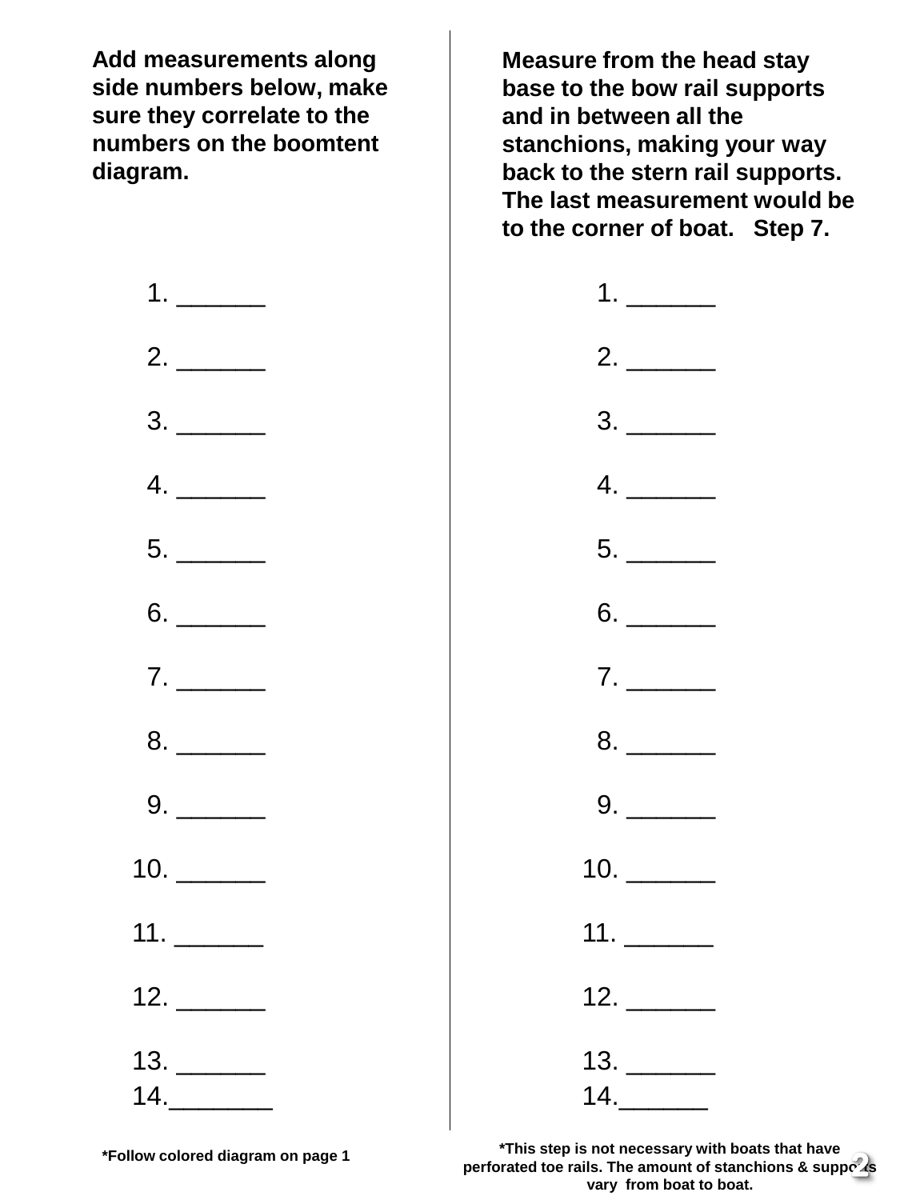**Add measurements along side numbers below, make sure they correlate to the numbers on the boomtent diagram.**

1. ______

2. ______

3. ______

4. ______

5. ______

6. ______

7. ______

8. ______

9. ______

10. ______

11. ______

12. ______

13. ______

14._______

**\*Follow colored diagram on page 1**

**Measure from the head stay base to the bow rail supports and in between all the stanchions, making your way back to the stern rail supports. The last measurement would be to the corner of boat. Step 7.**

1. ______

2. ______

3. ______

4. ______

5. ______

6. ______

7. ______

8. ______

9. ______

10. ______

11. ______

12. ______

13. ______

14.______

**\*This step is not necessary with boats that have perforated toe rails. The amount of stanchions & supports vary from boat to boat.**